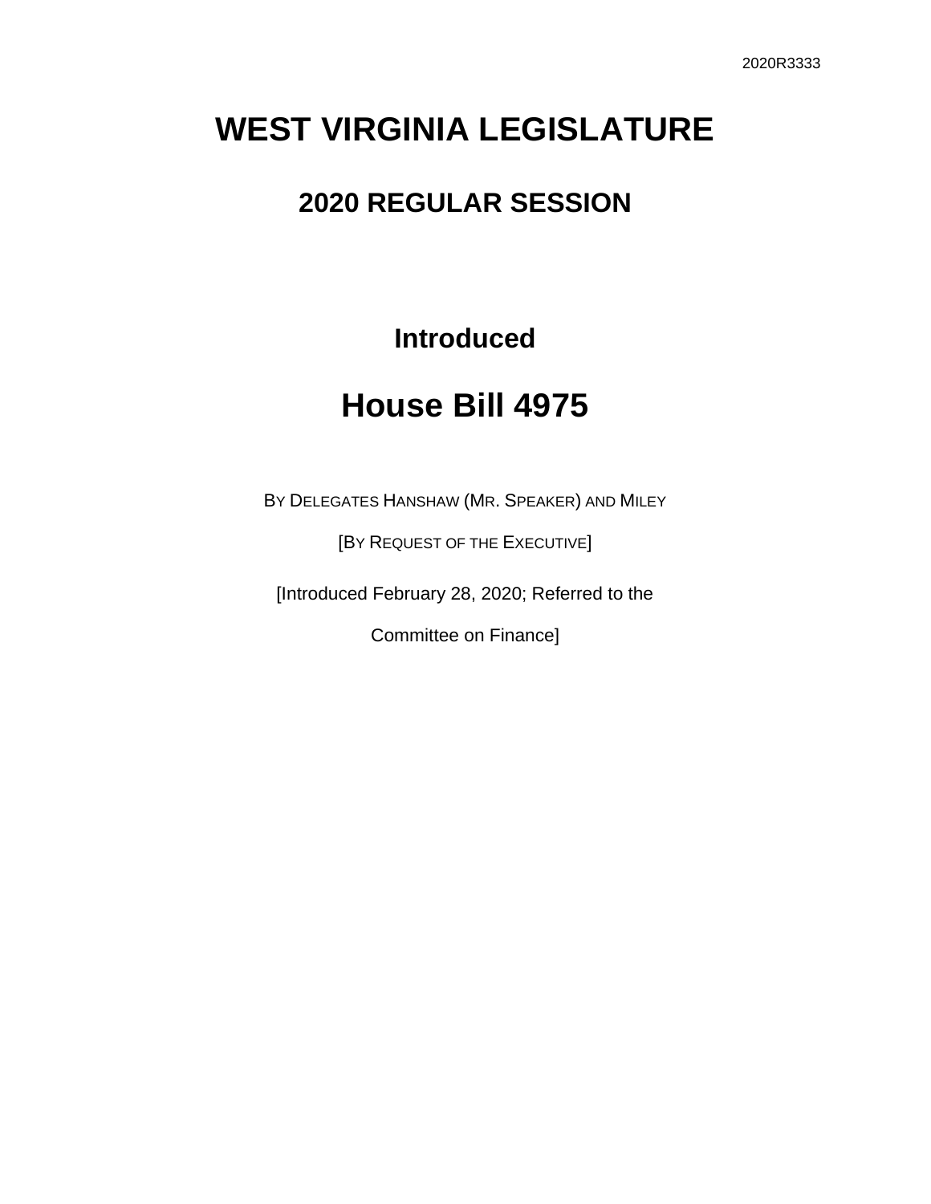2020R3333

# WEST VIRGINIA LEGISLATURE

## 2020 REGULAR SESSION

### Introduced

# House Bill 4975

BY DELEGATES HANSHAW (MR. SPEAKER) AND MILEY

[BY REQUEST OF THE EXECUTIVE]

[Introduced February 28, 2020; Referred to the Committee on Finance]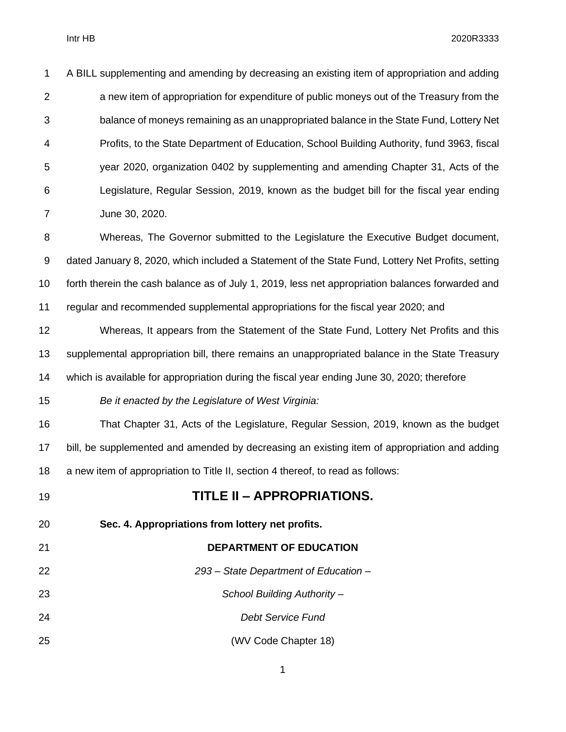A BILL supplementing and amending by decreasing an existing item of appropriation and adding a new item of appropriation for expenditure of public moneys out of the Treasury from the balance of moneys remaining as an unappropriated balance in the State Fund, Lottery Net Profits, to the State Department of Education, School Building Authority, fund 3963, fiscal year 2020, organization 0402 by supplementing and amending Chapter 31, Acts of the Legislature, Regular Session, 2019, known as the budget bill for the fiscal year ending June 30, 2020.

Whereas, The Governor submitted to the Legislature the Executive Budget document, dated January 8, 2020, which included a Statement of the State Fund, Lottery Net Profits, setting forth therein the cash balance as of July 1, 2019, less net appropriation balances forwarded and regular and recommended supplemental appropriations for the fiscal year 2020; and

Whereas, It appears from the Statement of the State Fund, Lottery Net Profits and this supplemental appropriation bill, there remains an unappropriated balance in the State Treasury which is available for appropriation during the fiscal year ending June 30, 2020; therefore

*Be it enacted by the Legislature of West Virginia:*

That Chapter 31, Acts of the Legislature, Regular Session, 2019, known as the budget bill, be supplemented and amended by decreasing an existing item of appropriation and adding a new item of appropriation to Title II, section 4 thereof, to read as follows:

# TITLE II – APPROPRIATIONS.

**Sec. 4. Appropriations from lottery net profits.**

**DEPARTMENT OF EDUCATION**

*293 – State Department of Education –*

*School Building Authority –*

*Debt Service Fund*

(WV Code Chapter 18)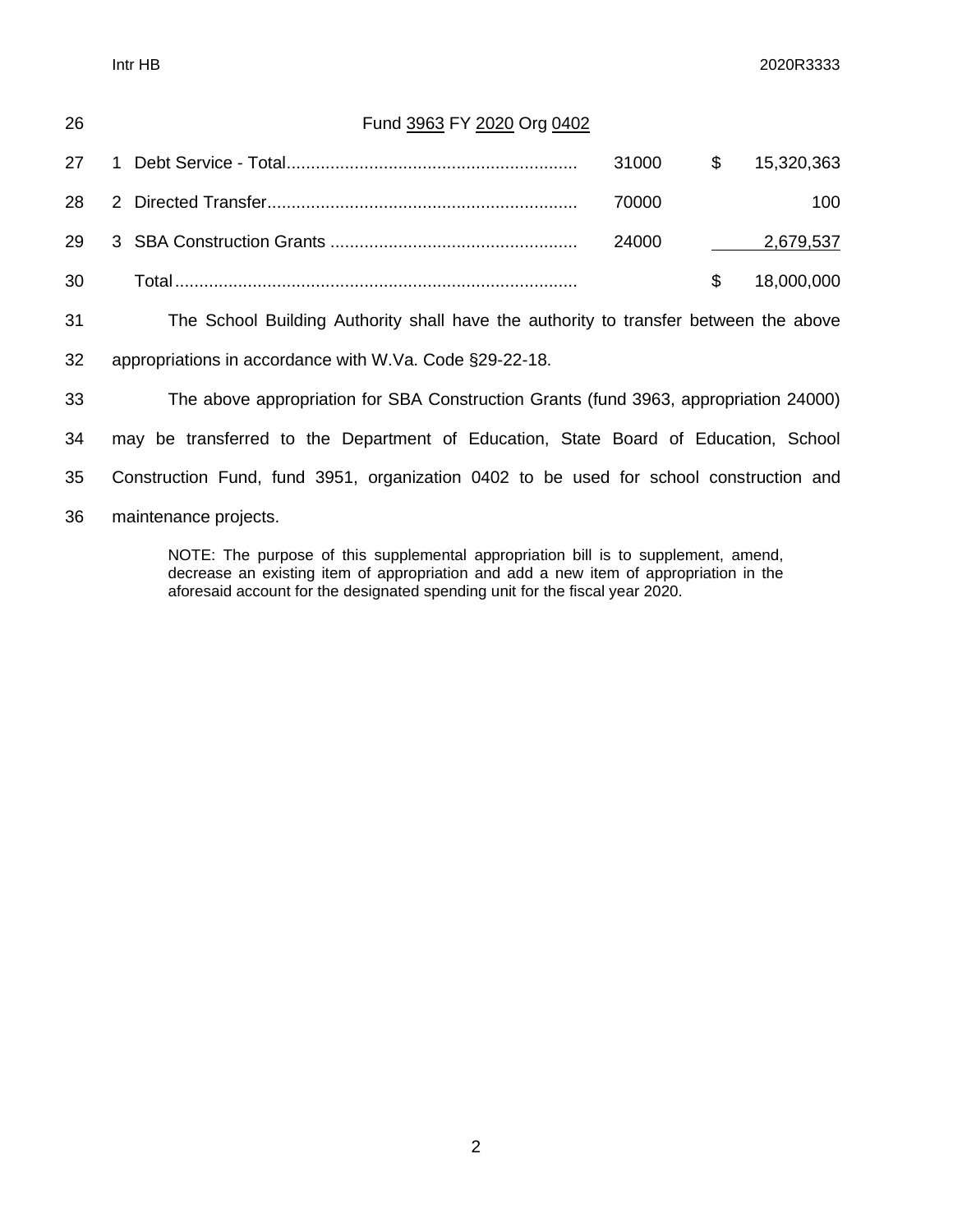Fund 3963 FY 2020 Org 0402

| | | | | |
|---|---|---|---|---|
| 1 | Debt Service - Total | 31000 | $ | 15,320,363 |
| 2 | Directed Transfer | 70000 | | 100 |
| 3 | SBA Construction Grants | 24000 | | 2,679,537 |
| | Total | | $ | 18,000,000 |

The School Building Authority shall have the authority to transfer between the above appropriations in accordance with W.Va. Code §29-22-18.

The above appropriation for SBA Construction Grants (fund 3963, appropriation 24000) may be transferred to the Department of Education, State Board of Education, School Construction Fund, fund 3951, organization 0402 to be used for school construction and maintenance projects.

NOTE: The purpose of this supplemental appropriation bill is to supplement, amend, decrease an existing item of appropriation and add a new item of appropriation in the aforesaid account for the designated spending unit for the fiscal year 2020.